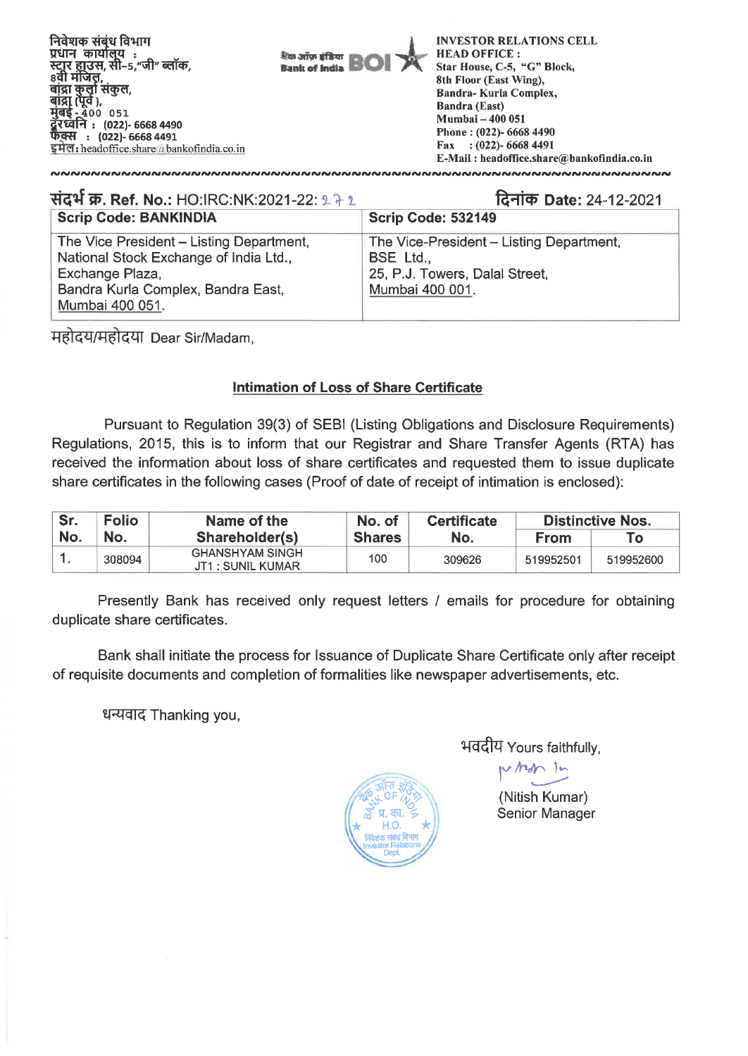निवेशक संबंध विभाग
प्रधान कार्यालय :
स्टार हाउस, सी–5,"जी" ब्लॉक,
8वी मंजिल,
बांद्रा कुर्ला संकुल,
बांद्रा (पूर्व ),
मुंबई - 400 051
दूरध्वनि : (022)- 6668 4490
फैक्स : (022)- 6668 4491
इमेल: headoffice.share@bankofindia.co.in

बैंक ऑफ इंडिया Bank of India BOI

INVESTOR RELATIONS CELL
HEAD OFFICE :
Star House, C-5, "G" Block,
8th Floor (East Wing),
Bandra- Kurla Complex,
Bandra (East)
Mumbai – 400 051
Phone : (022)- 6668 4490
Fax : (022)- 6668 4491
E-Mail : headoffice.share@bankofindia.co.in

**संदर्भ क्र. Ref. No.:** HO:IRC:NK:2021-22: 272

**दिनांक Date:** 24-12-2021

| **Scrip Code: BANKINDIA** | **Scrip Code: 532149** |
|---|---|
| The Vice President – Listing Department, National Stock Exchange of India Ltd., Exchange Plaza, Bandra Kurla Complex, Bandra East, Mumbai 400 051. | The Vice-President – Listing Department, BSE Ltd., 25, P.J. Towers, Dalal Street, Mumbai 400 001. |

महोदय/महोदया Dear Sir/Madam,

**Intimation of Loss of Share Certificate**

Pursuant to Regulation 39(3) of SEBI (Listing Obligations and Disclosure Requirements) Regulations, 2015, this is to inform that our Registrar and Share Transfer Agents (RTA) has received the information about loss of share certificates and requested them to issue duplicate share certificates in the following cases (Proof of date of receipt of intimation is enclosed):

| Sr. No. | Folio No. | Name of the Shareholder(s) | No. of Shares | Certificate No. | Distinctive Nos. | |
|---|---|---|---|---|---|---|
| | | | | | From | To |
| 1. | 308094 | GHANSHYAM SINGH JT1 : SUNIL KUMAR | 100 | 309626 | 519952501 | 519952600 |

Presently Bank has received only request letters / emails for procedure for obtaining duplicate share certificates.

Bank shall initiate the process for Issuance of Duplicate Share Certificate only after receipt of requisite documents and completion of formalities like newspaper advertisements, etc.

धन्यवाद Thanking you,

भवदीय Yours faithfully,

(Nitish Kumar)
Senior Manager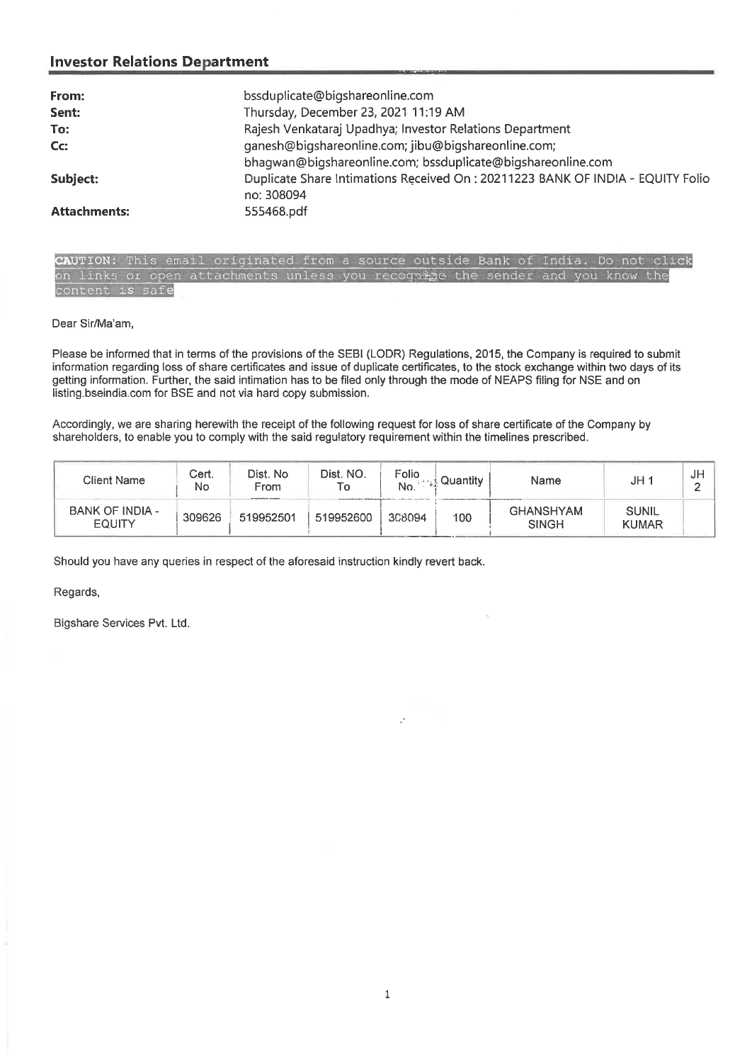## Investor Relations Department

| | |
|---|---|
| **From:** | bssduplicate@bigshareonline.com |
| **Sent:** | Thursday, December 23, 2021 11:19 AM |
| **To:** | Rajesh Venkataraj Upadhya; Investor Relations Department |
| **Cc:** | ganesh@bigshareonline.com; jibu@bigshareonline.com; bhagwan@bigshareonline.com; bssduplicate@bigshareonline.com |
| **Subject:** | Duplicate Share Intimations Received On : 20211223 BANK OF INDIA - EQUITY Folio no: 308094 |
| **Attachments:** | 555468.pdf |

CAUTION: This email originated from a source outside Bank of India. Do not click on links or open attachments unless you recognize the sender and you know the content is safe

Dear Sir/Ma'am,

Please be informed that in terms of the provisions of the SEBI (LODR) Regulations, 2015, the Company is required to submit information regarding loss of share certificates and issue of duplicate certificates, to the stock exchange within two days of its getting information. Further, the said intimation has to be filed only through the mode of NEAPS filing for NSE and on listing.bseindia.com for BSE and not via hard copy submission.

Accordingly, we are sharing herewith the receipt of the following request for loss of share certificate of the Company by shareholders, to enable you to comply with the said regulatory requirement within the timelines prescribed.

| Client Name | Cert. No | Dist. No From | Dist. NO. To | Folio No. | Quantity | Name | JH 1 | JH 2 |
|---|---|---|---|---|---|---|---|---|
| BANK OF INDIA - EQUITY | 309626 | 519952501 | 519952600 | 308094 | 100 | GHANSHYAM SINGH | SUNIL KUMAR | |

Should you have any queries in respect of the aforesaid instruction kindly revert back.

Regards,

Bigshare Services Pvt. Ltd.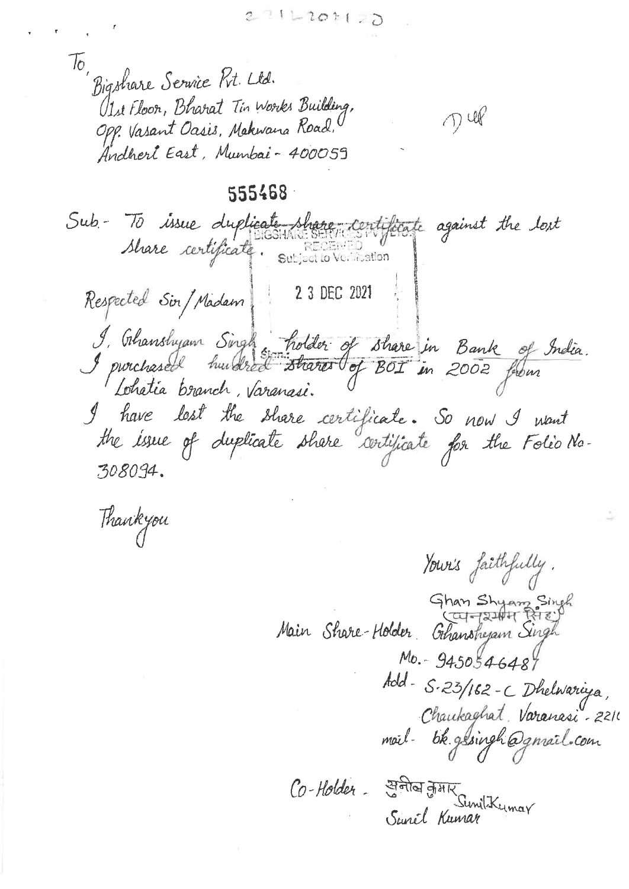2211201120

To,
Bigshare Service Pvt. Ltd.
1st Floor, Bharat Tin Works Building,
Opp. Vasant Oasis, Makwana Road,
Andheri East, Mumbai - 400059

DUP

555468

Sub.- To issue duplicate share certificate against the lost share certificate.

BIGSHARE SERVICES PVT. LTD.
RECEIVED
Subject to Verification
23 DEC 2021
Sign:

Respected Sir/Madam

I, Ghanshyam Singh, holder of share in Bank of India. I purchased hundred shares of BOI in 2002 from Lohatia branch, Varanasi.

I have lost the share certificate. So now I want the issue of duplicate share certificate for the Folio No- 308094.

Thankyou

Your's faithfully.

Ghan Shyam Singh
(घनश्याम सिंह)

Main Share-Holder Ghanshyam Singh

Mo.- 9450546487

Add - S-23/162-C Dhelwariya,
Chaukaghat. Varanasi - 2210

mail- bk.gssingh@gmail.com

Co-Holder - सुनील कुमार
SunilKumar
Sunil Kumar